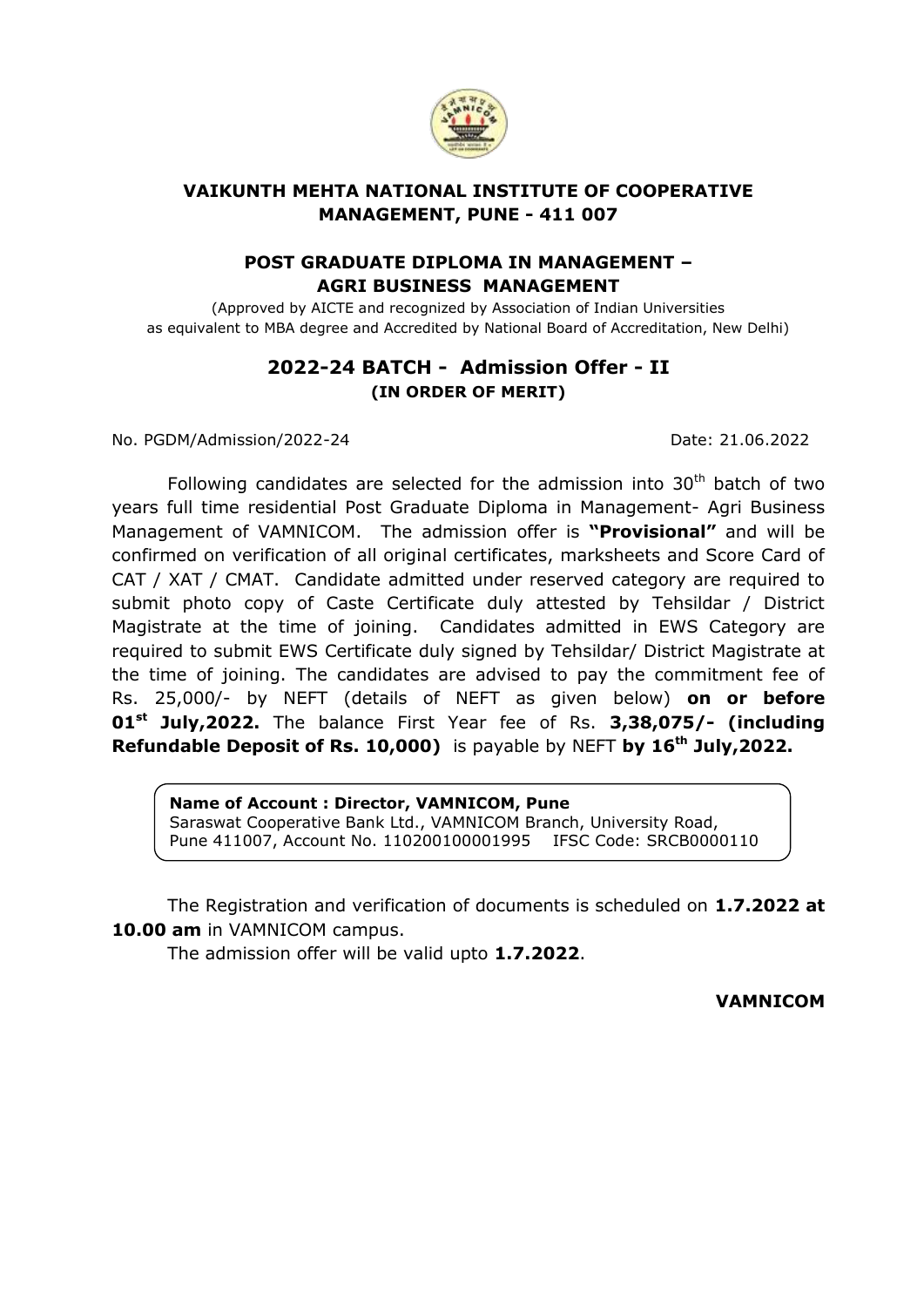# VAIKUNTH MEHTA NATIONAL INSTITUTE OF COOPERATIVE MANAGEMENT, PUNE - 411 007

## POST GRADUATE DIPLOMA IN MANAGEMENT – AGRI BUSINESS MANAGEMENT

(Approved by AICTE and recognized by Association of Indian Universities as equivalent to MBA degree and Accredited by National Board of Accreditation, New Delhi)

## 2022-24 BATCH - Admission Offer - II

**(IN ORDER OF MERIT)**

No. PGDM/Admission/2022-24

Date: 21.06.2022

Following candidates are selected for the admission into 30th batch of two years full time residential Post Graduate Diploma in Management- Agri Business Management of VAMNICOM. The admission offer is **"Provisional"** and will be confirmed on verification of all original certificates, marksheets and Score Card of CAT / XAT / CMAT. Candidate admitted under reserved category are required to submit photo copy of Caste Certificate duly attested by Tehsildar / District Magistrate at the time of joining. Candidates admitted in EWS Category are required to submit EWS Certificate duly signed by Tehsildar/ District Magistrate at the time of joining. The candidates are advised to pay the commitment fee of Rs. 25,000/- by NEFT (details of NEFT as given below) **on or before 01st July,2022.** The balance First Year fee of Rs. **3,38,075/- (including Refundable Deposit of Rs. 10,000)** is payable by NEFT **by 16th July,2022.**

**Name of Account : Director, VAMNICOM, Pune**
Saraswat Cooperative Bank Ltd., VAMNICOM Branch, University Road, Pune 411007, Account No. 110200100001995 IFSC Code: SRCB0000110

The Registration and verification of documents is scheduled on **1.7.2022 at 10.00 am** in VAMNICOM campus.

The admission offer will be valid upto **1.7.2022**.

**VAMNICOM**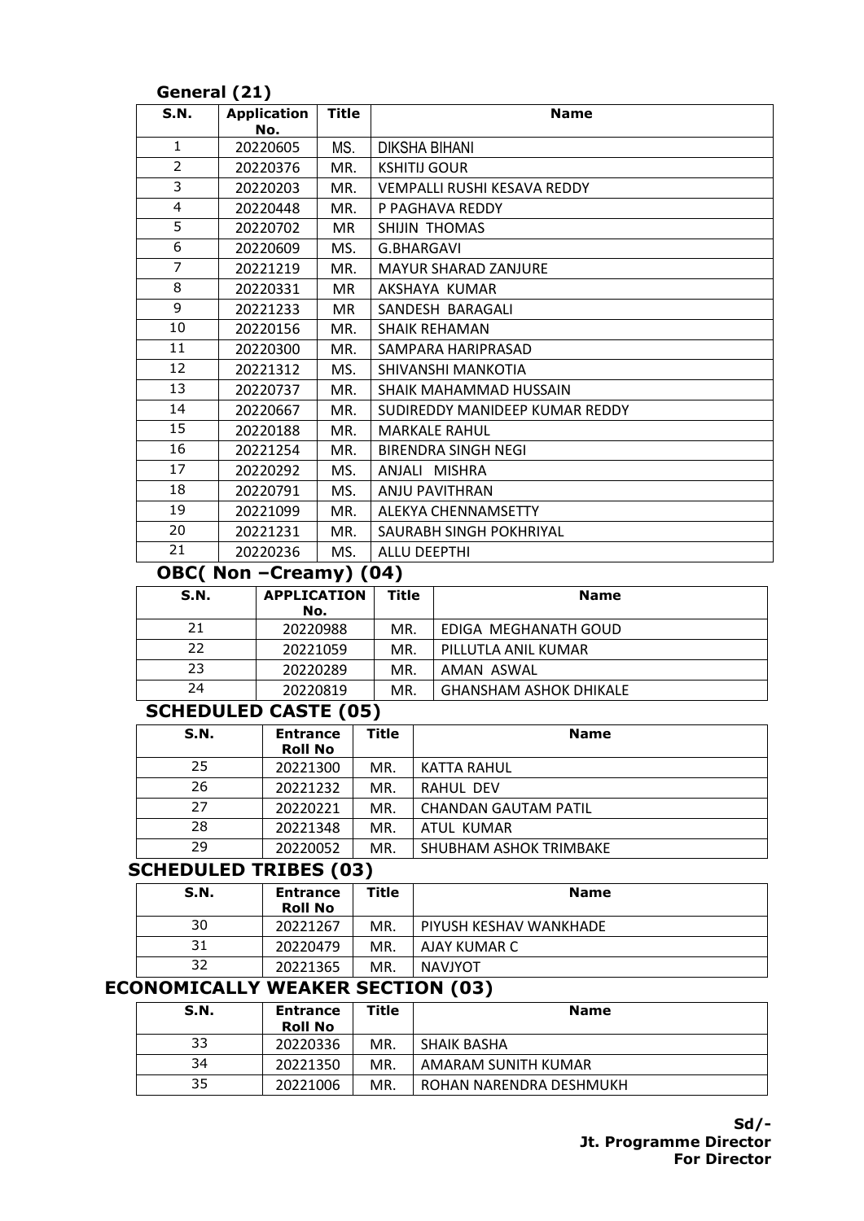## General (21)

| S.N. | Application No. | Title | Name |
|---|---|---|---|
| 1 | 20220605 | MS. | DIKSHA BIHANI |
| 2 | 20220376 | MR. | KSHITIJ GOUR |
| 3 | 20220203 | MR. | VEMPALLI RUSHI KESAVA REDDY |
| 4 | 20220448 | MR. | P PAGHAVA REDDY |
| 5 | 20220702 | MR | SHIJIN THOMAS |
| 6 | 20220609 | MS. | G.BHARGAVI |
| 7 | 20221219 | MR. | MAYUR SHARAD ZANJURE |
| 8 | 20220331 | MR | AKSHAYA KUMAR |
| 9 | 20221233 | MR | SANDESH BARAGALI |
| 10 | 20220156 | MR. | SHAIK REHAMAN |
| 11 | 20220300 | MR. | SAMPARA HARIPRASAD |
| 12 | 20221312 | MS. | SHIVANSHI MANKOTIA |
| 13 | 20220737 | MR. | SHAIK MAHAMMAD HUSSAIN |
| 14 | 20220667 | MR. | SUDIREDDY MANIDEEP KUMAR REDDY |
| 15 | 20220188 | MR. | MARKALE RAHUL |
| 16 | 20221254 | MR. | BIRENDRA SINGH NEGI |
| 17 | 20220292 | MS. | ANJALI MISHRA |
| 18 | 20220791 | MS. | ANJU PAVITHRAN |
| 19 | 20221099 | MR. | ALEKYA CHENNAMSETTY |
| 20 | 20221231 | MR. | SAURABH SINGH POKHRIYAL |
| 21 | 20220236 | MS. | ALLU DEEPTHI |

## OBC( Non –Creamy) (04)

| S.N. | APPLICATION No. | Title | Name |
|---|---|---|---|
| 21 | 20220988 | MR. | EDIGA MEGHANATH GOUD |
| 22 | 20221059 | MR. | PILLUTLA ANIL KUMAR |
| 23 | 20220289 | MR. | AMAN ASWAL |
| 24 | 20220819 | MR. | GHANSHAM ASHOK DHIKALE |

## SCHEDULED CASTE (05)

| S.N. | Entrance Roll No | Title | Name |
|---|---|---|---|
| 25 | 20221300 | MR. | KATTA RAHUL |
| 26 | 20221232 | MR. | RAHUL DEV |
| 27 | 20220221 | MR. | CHANDAN GAUTAM PATIL |
| 28 | 20221348 | MR. | ATUL KUMAR |
| 29 | 20220052 | MR. | SHUBHAM ASHOK TRIMBAKE |

## SCHEDULED TRIBES (03)

| S.N. | Entrance Roll No | Title | Name |
|---|---|---|---|
| 30 | 20221267 | MR. | PIYUSH KESHAV WANKHADE |
| 31 | 20220479 | MR. | AJAY KUMAR C |
| 32 | 20221365 | MR. | NAVJYOT |

## ECONOMICALLY WEAKER SECTION (03)

| S.N. | Entrance Roll No | Title | Name |
|---|---|---|---|
| 33 | 20220336 | MR. | SHAIK BASHA |
| 34 | 20221350 | MR. | AMARAM SUNITH KUMAR |
| 35 | 20221006 | MR. | ROHAN NARENDRA DESHMUKH |

**Sd/-**
**Jt. Programme Director**
**For Director**